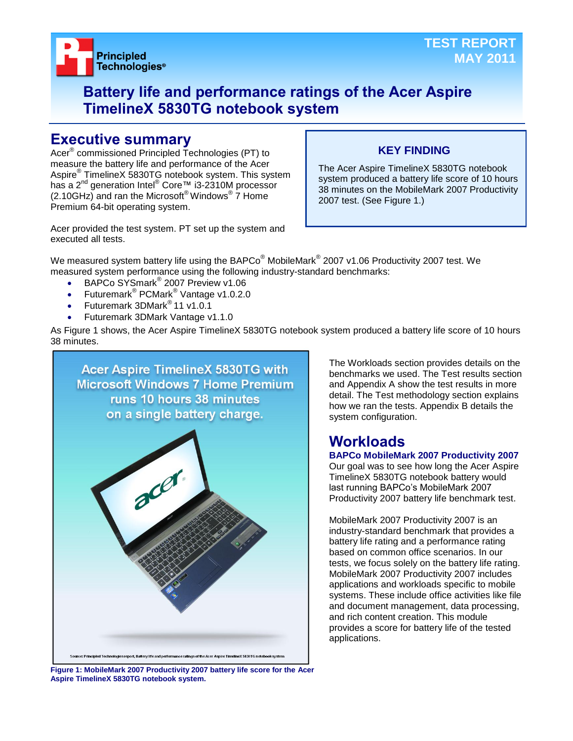Principled Technologies®

TEST REPORT
MAY 2011

# Battery life and performance ratings of the Acer Aspire TimelineX 5830TG notebook system

## Executive summary

Acer® commissioned Principled Technologies (PT) to measure the battery life and performance of the Acer Aspire® TimelineX 5830TG notebook system. This system has a 2nd generation Intel® Core™ i3-2310M processor (2.10GHz) and ran the Microsoft® Windows® 7 Home Premium 64-bit operating system.

Acer provided the test system. PT set up the system and executed all tests.

**KEY FINDING**

The Acer Aspire TimelineX 5830TG notebook system produced a battery life score of 10 hours 38 minutes on the MobileMark 2007 Productivity 2007 test. (See Figure 1.)

We measured system battery life using the BAPCo® MobileMark® 2007 v1.06 Productivity 2007 test. We measured system performance using the following industry-standard benchmarks:

- BAPCo SYSmark® 2007 Preview v1.06
- Futuremark® PCMark® Vantage v1.0.2.0
- Futuremark 3DMark® 11 v1.0.1
- Futuremark 3DMark Vantage v1.1.0

As Figure 1 shows, the Acer Aspire TimelineX 5830TG notebook system produced a battery life score of 10 hours 38 minutes.

Acer Aspire TimelineX 5830TG with Microsoft Windows 7 Home Premium runs 10 hours 38 minutes on a single battery charge.

Source: Principled Technologies report, Battery life and performance ratings of the Acer Aspire TimelineX 5830TG notebook system

**Figure 1: MobileMark 2007 Productivity 2007 battery life score for the Acer Aspire TimelineX 5830TG notebook system.**

The Workloads section provides details on the benchmarks we used. The Test results section and Appendix A show the test results in more detail. The Test methodology section explains how we ran the tests. Appendix B details the system configuration.

## Workloads

### BAPCo MobileMark 2007 Productivity 2007

Our goal was to see how long the Acer Aspire TimelineX 5830TG notebook battery would last running BAPCo's MobileMark 2007 Productivity 2007 battery life benchmark test.

MobileMark 2007 Productivity 2007 is an industry-standard benchmark that provides a battery life rating and a performance rating based on common office scenarios. In our tests, we focus solely on the battery life rating. MobileMark 2007 Productivity 2007 includes applications and workloads specific to mobile systems. These include office activities like file and document management, data processing, and rich content creation. This module provides a score for battery life of the tested applications.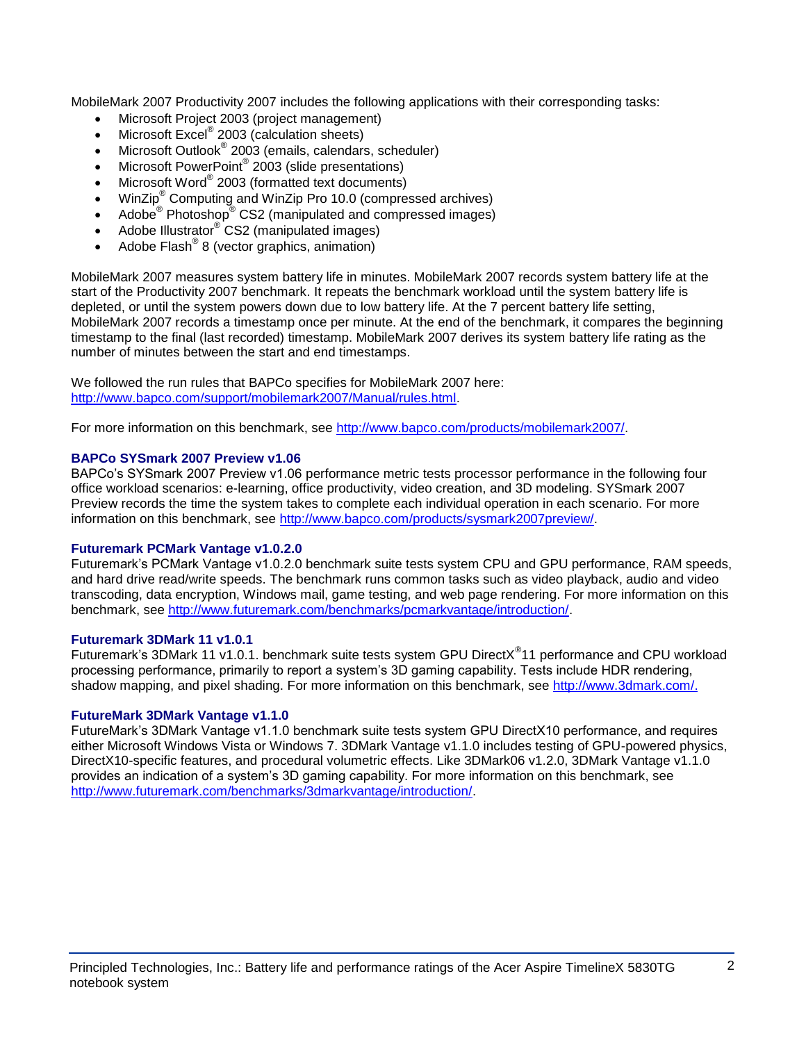MobileMark 2007 Productivity 2007 includes the following applications with their corresponding tasks:

- Microsoft Project 2003 (project management)
- Microsoft Excel® 2003 (calculation sheets)
- Microsoft Outlook® 2003 (emails, calendars, scheduler)
- Microsoft PowerPoint® 2003 (slide presentations)
- Microsoft Word® 2003 (formatted text documents)
- WinZip® Computing and WinZip Pro 10.0 (compressed archives)
- Adobe® Photoshop® CS2 (manipulated and compressed images)
- Adobe Illustrator® CS2 (manipulated images)
- Adobe Flash® 8 (vector graphics, animation)

MobileMark 2007 measures system battery life in minutes. MobileMark 2007 records system battery life at the start of the Productivity 2007 benchmark. It repeats the benchmark workload until the system battery life is depleted, or until the system powers down due to low battery life. At the 7 percent battery life setting, MobileMark 2007 records a timestamp once per minute. At the end of the benchmark, it compares the beginning timestamp to the final (last recorded) timestamp. MobileMark 2007 derives its system battery life rating as the number of minutes between the start and end timestamps.

We followed the run rules that BAPCo specifies for MobileMark 2007 here: http://www.bapco.com/support/mobilemark2007/Manual/rules.html.

For more information on this benchmark, see http://www.bapco.com/products/mobilemark2007/.

### BAPCo SYSmark 2007 Preview v1.06

BAPCo's SYSmark 2007 Preview v1.06 performance metric tests processor performance in the following four office workload scenarios: e-learning, office productivity, video creation, and 3D modeling. SYSmark 2007 Preview records the time the system takes to complete each individual operation in each scenario. For more information on this benchmark, see http://www.bapco.com/products/sysmark2007preview/.

### Futuremark PCMark Vantage v1.0.2.0

Futuremark's PCMark Vantage v1.0.2.0 benchmark suite tests system CPU and GPU performance, RAM speeds, and hard drive read/write speeds. The benchmark runs common tasks such as video playback, audio and video transcoding, data encryption, Windows mail, game testing, and web page rendering. For more information on this benchmark, see http://www.futuremark.com/benchmarks/pcmarkvantage/introduction/.

### Futuremark 3DMark 11 v1.0.1

Futuremark's 3DMark 11 v1.0.1. benchmark suite tests system GPU DirectX® 11 performance and CPU workload processing performance, primarily to report a system's 3D gaming capability. Tests include HDR rendering, shadow mapping, and pixel shading. For more information on this benchmark, see http://www.3dmark.com/.

### FutureMark 3DMark Vantage v1.1.0

FutureMark's 3DMark Vantage v1.1.0 benchmark suite tests system GPU DirectX10 performance, and requires either Microsoft Windows Vista or Windows 7. 3DMark Vantage v1.1.0 includes testing of GPU-powered physics, DirectX10-specific features, and procedural volumetric effects. Like 3DMark06 v1.2.0, 3DMark Vantage v1.1.0 provides an indication of a system's 3D gaming capability. For more information on this benchmark, see http://www.futuremark.com/benchmarks/3dmarkvantage/introduction/.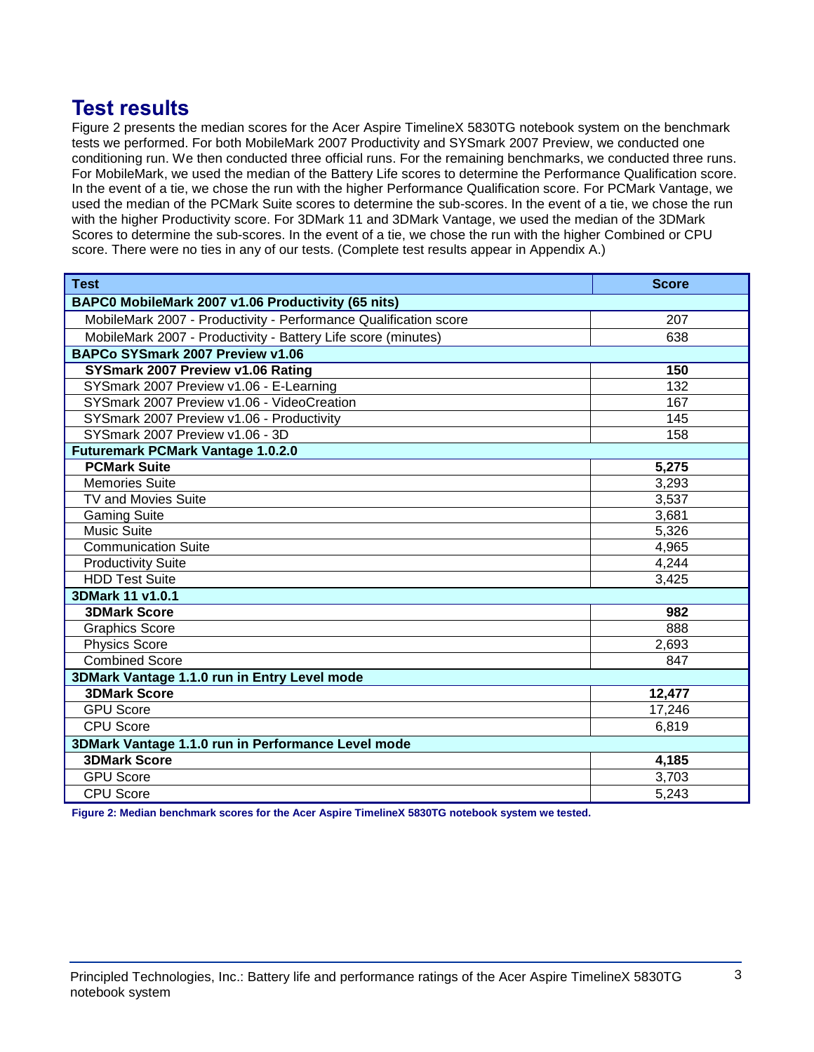## Test results

Figure 2 presents the median scores for the Acer Aspire TimelineX 5830TG notebook system on the benchmark tests we performed. For both MobileMark 2007 Productivity and SYSmark 2007 Preview, we conducted one conditioning run. We then conducted three official runs. For the remaining benchmarks, we conducted three runs. For MobileMark, we used the median of the Battery Life scores to determine the Performance Qualification score. In the event of a tie, we chose the run with the higher Performance Qualification score. For PCMark Vantage, we used the median of the PCMark Suite scores to determine the sub-scores. In the event of a tie, we chose the run with the higher Productivity score. For 3DMark 11 and 3DMark Vantage, we used the median of the 3DMark Scores to determine the sub-scores. In the event of a tie, we chose the run with the higher Combined or CPU score. There were no ties in any of our tests. (Complete test results appear in Appendix A.)

| Test | Score |
|---|---|
| **BAPC0 MobileMark 2007 v1.06 Productivity (65 nits)** | |
| MobileMark 2007 - Productivity - Performance Qualification score | 207 |
| MobileMark 2007 - Productivity - Battery Life score (minutes) | 638 |
| **BAPCo SYSmark 2007 Preview v1.06** | |
| **SYSmark 2007 Preview v1.06 Rating** | **150** |
| SYSmark 2007 Preview v1.06 - E-Learning | 132 |
| SYSmark 2007 Preview v1.06 - VideoCreation | 167 |
| SYSmark 2007 Preview v1.06 - Productivity | 145 |
| SYSmark 2007 Preview v1.06 - 3D | 158 |
| **Futuremark PCMark Vantage 1.0.2.0** | |
| **PCMark Suite** | **5,275** |
| Memories Suite | 3,293 |
| TV and Movies Suite | 3,537 |
| Gaming Suite | 3,681 |
| Music Suite | 5,326 |
| Communication Suite | 4,965 |
| Productivity Suite | 4,244 |
| HDD Test Suite | 3,425 |
| **3DMark 11 v1.0.1** | |
| **3DMark Score** | **982** |
| Graphics Score | 888 |
| Physics Score | 2,693 |
| Combined Score | 847 |
| **3DMark Vantage 1.1.0 run in Entry Level mode** | |
| **3DMark Score** | **12,477** |
| GPU Score | 17,246 |
| CPU Score | 6,819 |
| **3DMark Vantage 1.1.0 run in Performance Level mode** | |
| **3DMark Score** | **4,185** |
| GPU Score | 3,703 |
| CPU Score | 5,243 |

**Figure 2: Median benchmark scores for the Acer Aspire TimelineX 5830TG notebook system we tested.**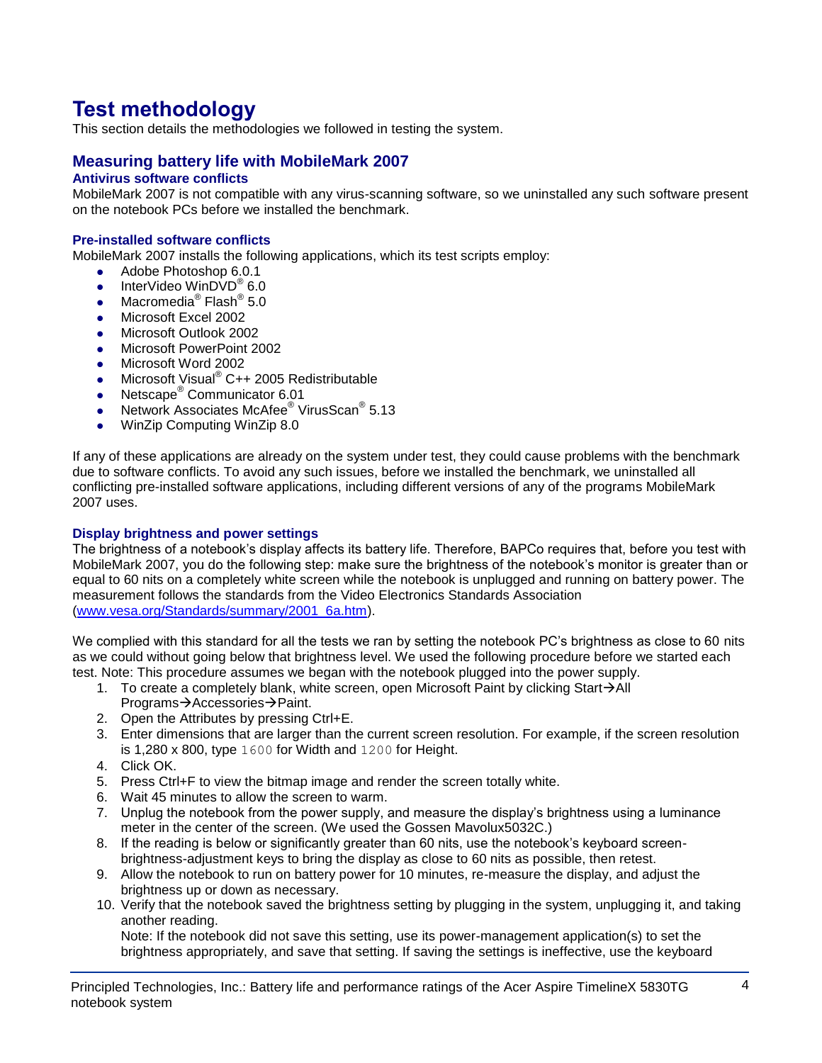# Test methodology

This section details the methodologies we followed in testing the system.

## Measuring battery life with MobileMark 2007

### Antivirus software conflicts

MobileMark 2007 is not compatible with any virus-scanning software, so we uninstalled any such software present on the notebook PCs before we installed the benchmark.

### Pre-installed software conflicts

MobileMark 2007 installs the following applications, which its test scripts employ:

- Adobe Photoshop 6.0.1
- InterVideo WinDVD® 6.0
- Macromedia® Flash® 5.0
- Microsoft Excel 2002
- Microsoft Outlook 2002
- Microsoft PowerPoint 2002
- Microsoft Word 2002
- Microsoft Visual® C++ 2005 Redistributable
- Netscape® Communicator 6.01
- Network Associates McAfee® VirusScan® 5.13
- WinZip Computing WinZip 8.0

If any of these applications are already on the system under test, they could cause problems with the benchmark due to software conflicts. To avoid any such issues, before we installed the benchmark, we uninstalled all conflicting pre-installed software applications, including different versions of any of the programs MobileMark 2007 uses.

### Display brightness and power settings

The brightness of a notebook's display affects its battery life. Therefore, BAPCo requires that, before you test with MobileMark 2007, you do the following step: make sure the brightness of the notebook's monitor is greater than or equal to 60 nits on a completely white screen while the notebook is unplugged and running on battery power. The measurement follows the standards from the Video Electronics Standards Association (www.vesa.org/Standards/summary/2001_6a.htm).

We complied with this standard for all the tests we ran by setting the notebook PC's brightness as close to 60 nits as we could without going below that brightness level. We used the following procedure before we started each test. Note: This procedure assumes we began with the notebook plugged into the power supply.

1. To create a completely blank, white screen, open Microsoft Paint by clicking Start→All Programs→Accessories→Paint.
2. Open the Attributes by pressing Ctrl+E.
3. Enter dimensions that are larger than the current screen resolution. For example, if the screen resolution is 1,280 x 800, type `1600` for Width and `1200` for Height.
4. Click OK.
5. Press Ctrl+F to view the bitmap image and render the screen totally white.
6. Wait 45 minutes to allow the screen to warm.
7. Unplug the notebook from the power supply, and measure the display's brightness using a luminance meter in the center of the screen. (We used the Gossen Mavolux5032C.)
8. If the reading is below or significantly greater than 60 nits, use the notebook's keyboard screen-brightness-adjustment keys to bring the display as close to 60 nits as possible, then retest.
9. Allow the notebook to run on battery power for 10 minutes, re-measure the display, and adjust the brightness up or down as necessary.
10. Verify that the notebook saved the brightness setting by plugging in the system, unplugging it, and taking another reading.
    Note: If the notebook did not save this setting, use its power-management application(s) to set the brightness appropriately, and save that setting. If saving the settings is ineffective, use the keyboard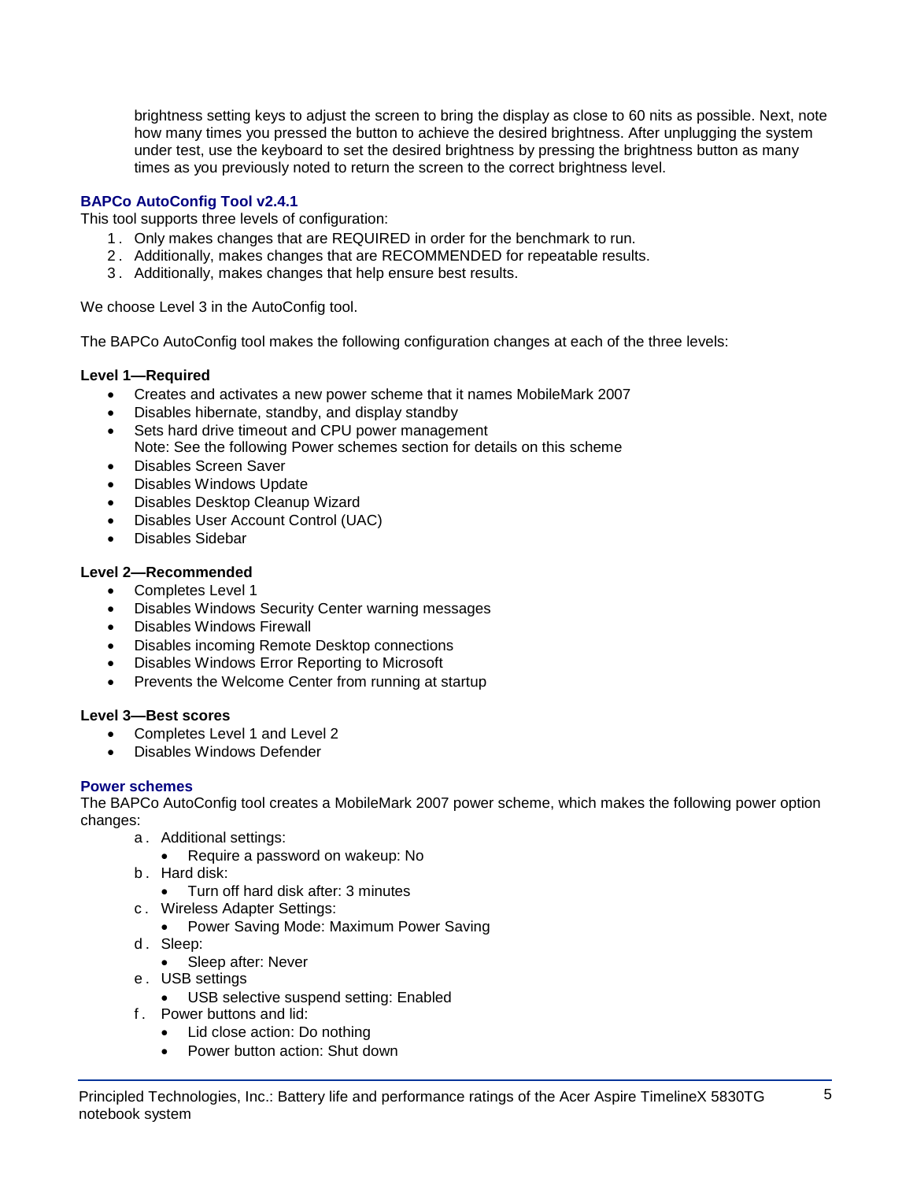brightness setting keys to adjust the screen to bring the display as close to 60 nits as possible. Next, note how many times you pressed the button to achieve the desired brightness. After unplugging the system under test, use the keyboard to set the desired brightness by pressing the brightness button as many times as you previously noted to return the screen to the correct brightness level.

## BAPCo AutoConfig Tool v2.4.1

This tool supports three levels of configuration:

1. Only makes changes that are REQUIRED in order for the benchmark to run.
2. Additionally, makes changes that are RECOMMENDED for repeatable results.
3. Additionally, makes changes that help ensure best results.

We choose Level 3 in the AutoConfig tool.

The BAPCo AutoConfig tool makes the following configuration changes at each of the three levels:

**Level 1—Required**

- Creates and activates a new power scheme that it names MobileMark 2007
- Disables hibernate, standby, and display standby
- Sets hard drive timeout and CPU power management
  Note: See the following Power schemes section for details on this scheme
- Disables Screen Saver
- Disables Windows Update
- Disables Desktop Cleanup Wizard
- Disables User Account Control (UAC)
- Disables Sidebar

**Level 2—Recommended**

- Completes Level 1
- Disables Windows Security Center warning messages
- Disables Windows Firewall
- Disables incoming Remote Desktop connections
- Disables Windows Error Reporting to Microsoft
- Prevents the Welcome Center from running at startup

**Level 3—Best scores**

- Completes Level 1 and Level 2
- Disables Windows Defender

## Power schemes

The BAPCo AutoConfig tool creates a MobileMark 2007 power scheme, which makes the following power option changes:

a. Additional settings:
   - Require a password on wakeup: No
b. Hard disk:
   - Turn off hard disk after: 3 minutes
c. Wireless Adapter Settings:
   - Power Saving Mode: Maximum Power Saving
d. Sleep:
   - Sleep after: Never
e. USB settings
   - USB selective suspend setting: Enabled
f. Power buttons and lid:
   - Lid close action: Do nothing
   - Power button action: Shut down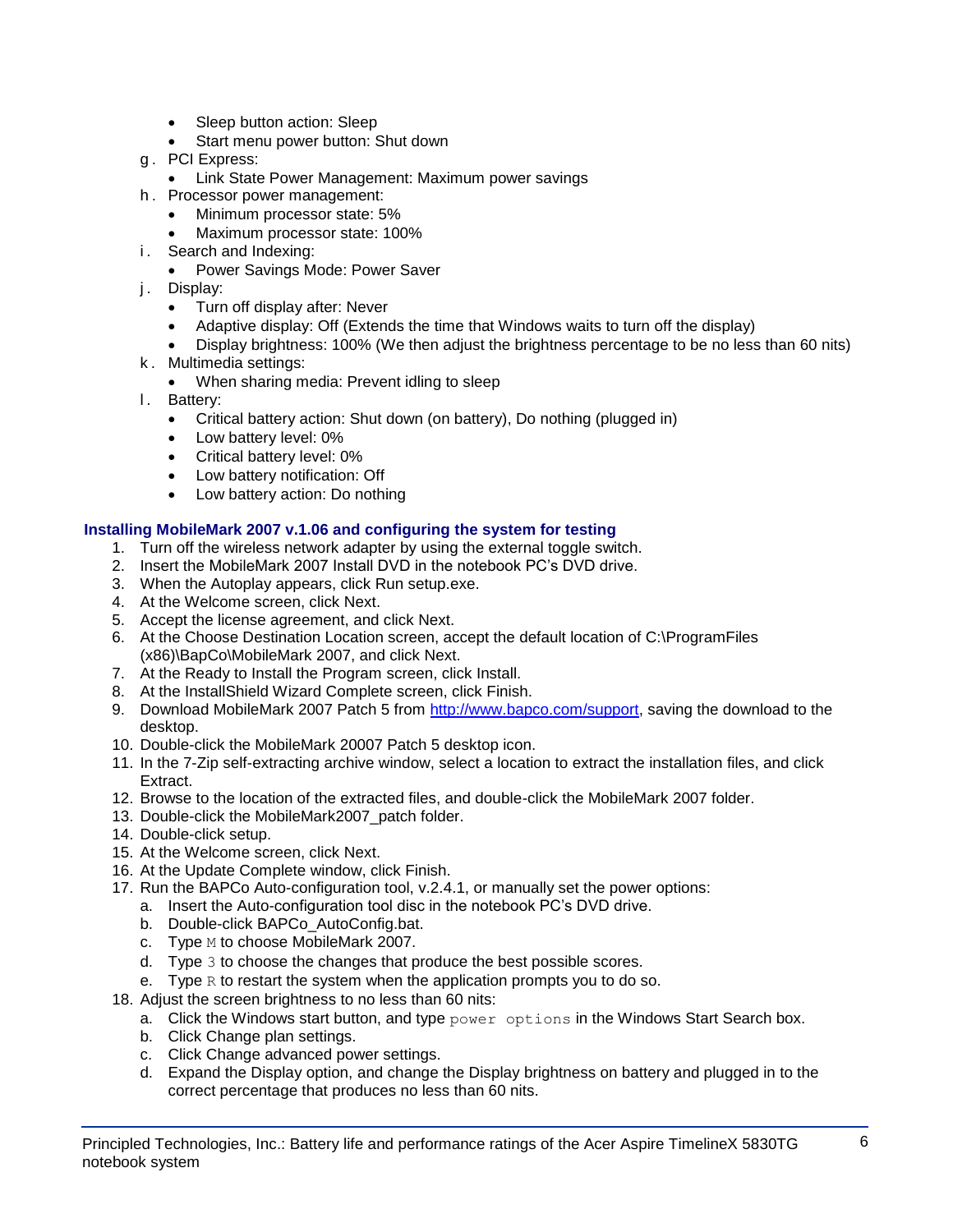- Sleep button action: Sleep
- Start menu power button: Shut down

g. PCI Express:
  - Link State Power Management: Maximum power savings

h. Processor power management:
  - Minimum processor state: 5%
  - Maximum processor state: 100%

i. Search and Indexing:
  - Power Savings Mode: Power Saver

j. Display:
  - Turn off display after: Never
  - Adaptive display: Off (Extends the time that Windows waits to turn off the display)
  - Display brightness: 100% (We then adjust the brightness percentage to be no less than 60 nits)

k. Multimedia settings:
  - When sharing media: Prevent idling to sleep

l. Battery:
  - Critical battery action: Shut down (on battery), Do nothing (plugged in)
  - Low battery level: 0%
  - Critical battery level: 0%
  - Low battery notification: Off
  - Low battery action: Do nothing

### Installing MobileMark 2007 v.1.06 and configuring the system for testing

1. Turn off the wireless network adapter by using the external toggle switch.
2. Insert the MobileMark 2007 Install DVD in the notebook PC's DVD drive.
3. When the Autoplay appears, click Run setup.exe.
4. At the Welcome screen, click Next.
5. Accept the license agreement, and click Next.
6. At the Choose Destination Location screen, accept the default location of C:\ProgramFiles (x86)\BapCo\MobileMark 2007, and click Next.
7. At the Ready to Install the Program screen, click Install.
8. At the InstallShield Wizard Complete screen, click Finish.
9. Download MobileMark 2007 Patch 5 from http://www.bapco.com/support, saving the download to the desktop.
10. Double-click the MobileMark 20007 Patch 5 desktop icon.
11. In the 7-Zip self-extracting archive window, select a location to extract the installation files, and click Extract.
12. Browse to the location of the extracted files, and double-click the MobileMark 2007 folder.
13. Double-click the MobileMark2007_patch folder.
14. Double-click setup.
15. At the Welcome screen, click Next.
16. At the Update Complete window, click Finish.
17. Run the BAPCo Auto-configuration tool, v.2.4.1, or manually set the power options:
    a. Insert the Auto-configuration tool disc in the notebook PC's DVD drive.
    b. Double-click BAPCo_AutoConfig.bat.
    c. Type `M` to choose MobileMark 2007.
    d. Type `3` to choose the changes that produce the best possible scores.
    e. Type `R` to restart the system when the application prompts you to do so.
18. Adjust the screen brightness to no less than 60 nits:
    a. Click the Windows start button, and type `power options` in the Windows Start Search box.
    b. Click Change plan settings.
    c. Click Change advanced power settings.
    d. Expand the Display option, and change the Display brightness on battery and plugged in to the correct percentage that produces no less than 60 nits.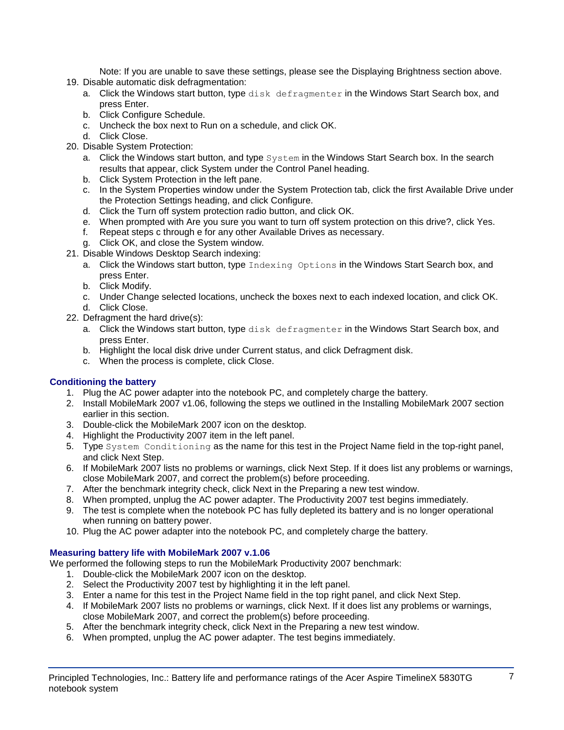Note: If you are unable to save these settings, please see the Displaying Brightness section above.

19. Disable automatic disk defragmentation:
    a. Click the Windows start button, type `disk defragmenter` in the Windows Start Search box, and press Enter.
    b. Click Configure Schedule.
    c. Uncheck the box next to Run on a schedule, and click OK.
    d. Click Close.
20. Disable System Protection:
    a. Click the Windows start button, and type `System` in the Windows Start Search box. In the search results that appear, click System under the Control Panel heading.
    b. Click System Protection in the left pane.
    c. In the System Properties window under the System Protection tab, click the first Available Drive under the Protection Settings heading, and click Configure.
    d. Click the Turn off system protection radio button, and click OK.
    e. When prompted with Are you sure you want to turn off system protection on this drive?, click Yes.
    f. Repeat steps c through e for any other Available Drives as necessary.
    g. Click OK, and close the System window.
21. Disable Windows Desktop Search indexing:
    a. Click the Windows start button, type `Indexing Options` in the Windows Start Search box, and press Enter.
    b. Click Modify.
    c. Under Change selected locations, uncheck the boxes next to each indexed location, and click OK.
    d. Click Close.
22. Defragment the hard drive(s):
    a. Click the Windows start button, type `disk defragmenter` in the Windows Start Search box, and press Enter.
    b. Highlight the local disk drive under Current status, and click Defragment disk.
    c. When the process is complete, click Close.

### Conditioning the battery

1. Plug the AC power adapter into the notebook PC, and completely charge the battery.
2. Install MobileMark 2007 v1.06, following the steps we outlined in the Installing MobileMark 2007 section earlier in this section.
3. Double-click the MobileMark 2007 icon on the desktop.
4. Highlight the Productivity 2007 item in the left panel.
5. Type `System Conditioning` as the name for this test in the Project Name field in the top-right panel, and click Next Step.
6. If MobileMark 2007 lists no problems or warnings, click Next Step. If it does list any problems or warnings, close MobileMark 2007, and correct the problem(s) before proceeding.
7. After the benchmark integrity check, click Next in the Preparing a new test window.
8. When prompted, unplug the AC power adapter. The Productivity 2007 test begins immediately.
9. The test is complete when the notebook PC has fully depleted its battery and is no longer operational when running on battery power.
10. Plug the AC power adapter into the notebook PC, and completely charge the battery.

### Measuring battery life with MobileMark 2007 v.1.06

We performed the following steps to run the MobileMark Productivity 2007 benchmark:

1. Double-click the MobileMark 2007 icon on the desktop.
2. Select the Productivity 2007 test by highlighting it in the left panel.
3. Enter a name for this test in the Project Name field in the top right panel, and click Next Step.
4. If MobileMark 2007 lists no problems or warnings, click Next. If it does list any problems or warnings, close MobileMark 2007, and correct the problem(s) before proceeding.
5. After the benchmark integrity check, click Next in the Preparing a new test window.
6. When prompted, unplug the AC power adapter. The test begins immediately.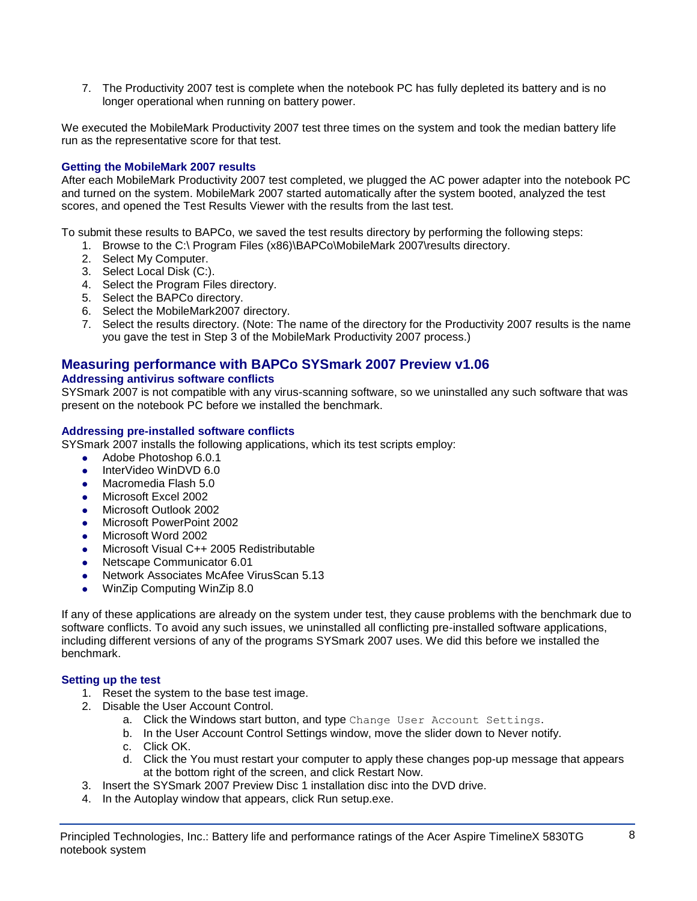7. The Productivity 2007 test is complete when the notebook PC has fully depleted its battery and is no longer operational when running on battery power.

We executed the MobileMark Productivity 2007 test three times on the system and took the median battery life run as the representative score for that test.

### Getting the MobileMark 2007 results

After each MobileMark Productivity 2007 test completed, we plugged the AC power adapter into the notebook PC and turned on the system. MobileMark 2007 started automatically after the system booted, analyzed the test scores, and opened the Test Results Viewer with the results from the last test.

To submit these results to BAPCo, we saved the test results directory by performing the following steps:

1. Browse to the C:\ Program Files (x86)\BAPCo\MobileMark 2007\results directory.
2. Select My Computer.
3. Select Local Disk (C:).
4. Select the Program Files directory.
5. Select the BAPCo directory.
6. Select the MobileMark2007 directory.
7. Select the results directory. (Note: The name of the directory for the Productivity 2007 results is the name you gave the test in Step 3 of the MobileMark Productivity 2007 process.)

## Measuring performance with BAPCo SYSmark 2007 Preview v1.06

### Addressing antivirus software conflicts

SYSmark 2007 is not compatible with any virus-scanning software, so we uninstalled any such software that was present on the notebook PC before we installed the benchmark.

### Addressing pre-installed software conflicts

SYSmark 2007 installs the following applications, which its test scripts employ:

- Adobe Photoshop 6.0.1
- InterVideo WinDVD 6.0
- Macromedia Flash 5.0
- Microsoft Excel 2002
- Microsoft Outlook 2002
- Microsoft PowerPoint 2002
- Microsoft Word 2002
- Microsoft Visual C++ 2005 Redistributable
- Netscape Communicator 6.01
- Network Associates McAfee VirusScan 5.13
- WinZip Computing WinZip 8.0

If any of these applications are already on the system under test, they cause problems with the benchmark due to software conflicts. To avoid any such issues, we uninstalled all conflicting pre-installed software applications, including different versions of any of the programs SYSmark 2007 uses. We did this before we installed the benchmark.

### Setting up the test

1. Reset the system to the base test image.
2. Disable the User Account Control.
   a. Click the Windows start button, and type `Change User Account Settings`.
   b. In the User Account Control Settings window, move the slider down to Never notify.
   c. Click OK.
   d. Click the You must restart your computer to apply these changes pop-up message that appears at the bottom right of the screen, and click Restart Now.
3. Insert the SYSmark 2007 Preview Disc 1 installation disc into the DVD drive.
4. In the Autoplay window that appears, click Run setup.exe.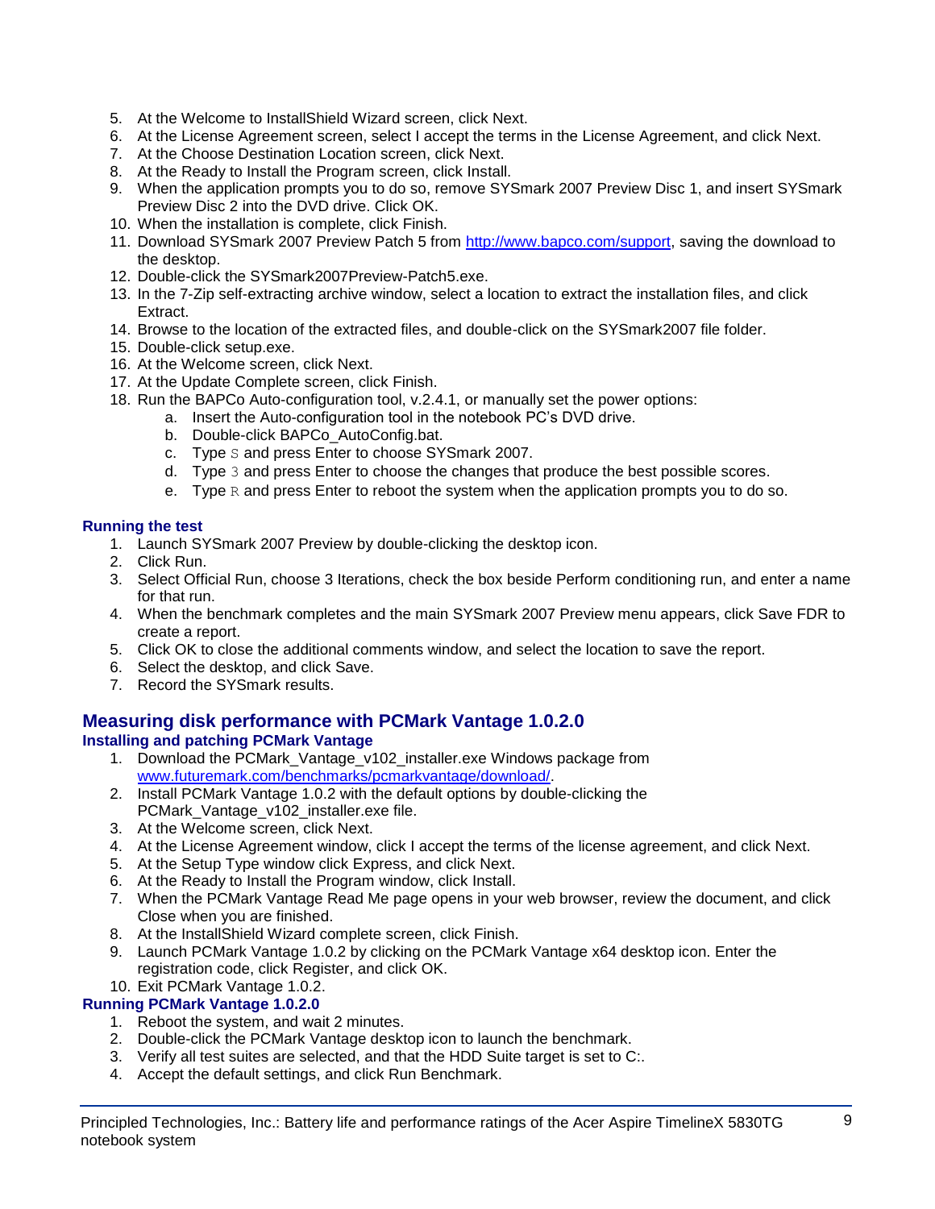5. At the Welcome to InstallShield Wizard screen, click Next.
6. At the License Agreement screen, select I accept the terms in the License Agreement, and click Next.
7. At the Choose Destination Location screen, click Next.
8. At the Ready to Install the Program screen, click Install.
9. When the application prompts you to do so, remove SYSmark 2007 Preview Disc 1, and insert SYSmark Preview Disc 2 into the DVD drive. Click OK.
10. When the installation is complete, click Finish.
11. Download SYSmark 2007 Preview Patch 5 from http://www.bapco.com/support, saving the download to the desktop.
12. Double-click the SYSmark2007Preview-Patch5.exe.
13. In the 7-Zip self-extracting archive window, select a location to extract the installation files, and click Extract.
14. Browse to the location of the extracted files, and double-click on the SYSmark2007 file folder.
15. Double-click setup.exe.
16. At the Welcome screen, click Next.
17. At the Update Complete screen, click Finish.
18. Run the BAPCo Auto-configuration tool, v.2.4.1, or manually set the power options:
    a. Insert the Auto-configuration tool in the notebook PC's DVD drive.
    b. Double-click BAPCo_AutoConfig.bat.
    c. Type `S` and press Enter to choose SYSmark 2007.
    d. Type `3` and press Enter to choose the changes that produce the best possible scores.
    e. Type `R` and press Enter to reboot the system when the application prompts you to do so.

### Running the test

1. Launch SYSmark 2007 Preview by double-clicking the desktop icon.
2. Click Run.
3. Select Official Run, choose 3 Iterations, check the box beside Perform conditioning run, and enter a name for that run.
4. When the benchmark completes and the main SYSmark 2007 Preview menu appears, click Save FDR to create a report.
5. Click OK to close the additional comments window, and select the location to save the report.
6. Select the desktop, and click Save.
7. Record the SYSmark results.

## Measuring disk performance with PCMark Vantage 1.0.2.0

### Installing and patching PCMark Vantage

1. Download the PCMark_Vantage_v102_installer.exe Windows package from www.futuremark.com/benchmarks/pcmarkvantage/download/.
2. Install PCMark Vantage 1.0.2 with the default options by double-clicking the PCMark_Vantage_v102_installer.exe file.
3. At the Welcome screen, click Next.
4. At the License Agreement window, click I accept the terms of the license agreement, and click Next.
5. At the Setup Type window click Express, and click Next.
6. At the Ready to Install the Program window, click Install.
7. When the PCMark Vantage Read Me page opens in your web browser, review the document, and click Close when you are finished.
8. At the InstallShield Wizard complete screen, click Finish.
9. Launch PCMark Vantage 1.0.2 by clicking on the PCMark Vantage x64 desktop icon. Enter the registration code, click Register, and click OK.
10. Exit PCMark Vantage 1.0.2.

### Running PCMark Vantage 1.0.2.0

1. Reboot the system, and wait 2 minutes.
2. Double-click the PCMark Vantage desktop icon to launch the benchmark.
3. Verify all test suites are selected, and that the HDD Suite target is set to C:.
4. Accept the default settings, and click Run Benchmark.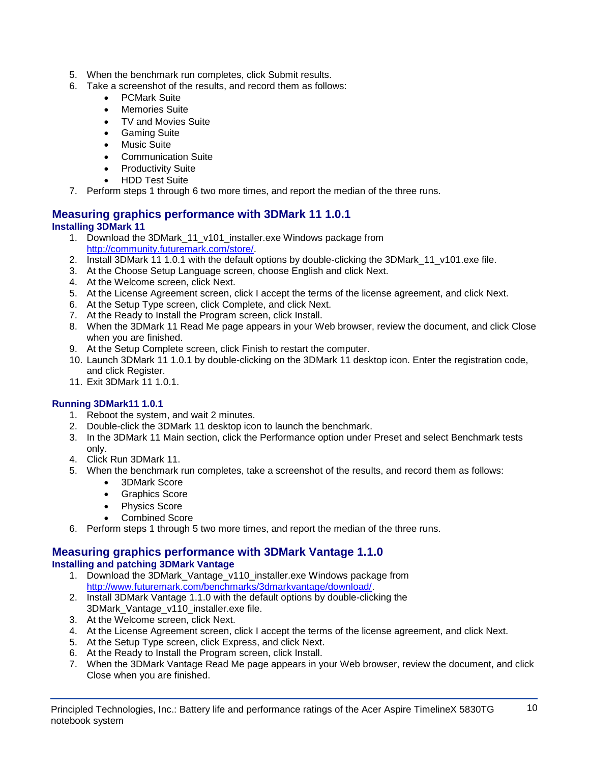5. When the benchmark run completes, click Submit results.
6. Take a screenshot of the results, and record them as follows:
    - PCMark Suite
    - Memories Suite
    - TV and Movies Suite
    - Gaming Suite
    - Music Suite
    - Communication Suite
    - Productivity Suite
    - HDD Test Suite
7. Perform steps 1 through 6 two more times, and report the median of the three runs.

## Measuring graphics performance with 3DMark 11 1.0.1

### Installing 3DMark 11

1. Download the 3DMark_11_v101_installer.exe Windows package from http://community.futuremark.com/store/.
2. Install 3DMark 11 1.0.1 with the default options by double-clicking the 3DMark_11_v101.exe file.
3. At the Choose Setup Language screen, choose English and click Next.
4. At the Welcome screen, click Next.
5. At the License Agreement screen, click I accept the terms of the license agreement, and click Next.
6. At the Setup Type screen, click Complete, and click Next.
7. At the Ready to Install the Program screen, click Install.
8. When the 3DMark 11 Read Me page appears in your Web browser, review the document, and click Close when you are finished.
9. At the Setup Complete screen, click Finish to restart the computer.
10. Launch 3DMark 11 1.0.1 by double-clicking on the 3DMark 11 desktop icon. Enter the registration code, and click Register.
11. Exit 3DMark 11 1.0.1.

### Running 3DMark11 1.0.1

1. Reboot the system, and wait 2 minutes.
2. Double-click the 3DMark 11 desktop icon to launch the benchmark.
3. In the 3DMark 11 Main section, click the Performance option under Preset and select Benchmark tests only.
4. Click Run 3DMark 11.
5. When the benchmark run completes, take a screenshot of the results, and record them as follows:
    - 3DMark Score
    - Graphics Score
    - Physics Score
    - Combined Score
6. Perform steps 1 through 5 two more times, and report the median of the three runs.

## Measuring graphics performance with 3DMark Vantage 1.1.0

### Installing and patching 3DMark Vantage

1. Download the 3DMark_Vantage_v110_installer.exe Windows package from http://www.futuremark.com/benchmarks/3dmarkvantage/download/.
2. Install 3DMark Vantage 1.1.0 with the default options by double-clicking the 3DMark_Vantage_v110_installer.exe file.
3. At the Welcome screen, click Next.
4. At the License Agreement screen, click I accept the terms of the license agreement, and click Next.
5. At the Setup Type screen, click Express, and click Next.
6. At the Ready to Install the Program screen, click Install.
7. When the 3DMark Vantage Read Me page appears in your Web browser, review the document, and click Close when you are finished.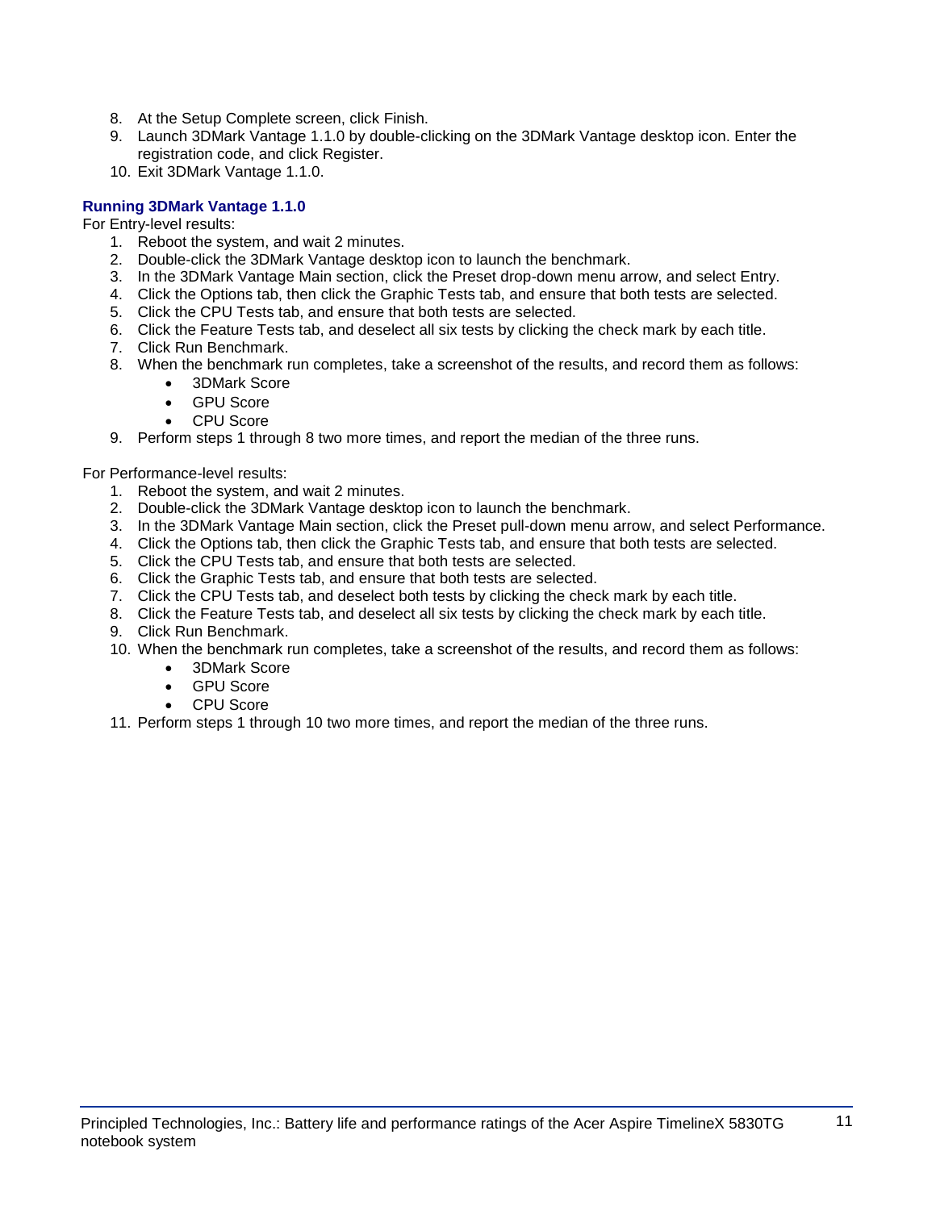8. At the Setup Complete screen, click Finish.
9. Launch 3DMark Vantage 1.1.0 by double-clicking on the 3DMark Vantage desktop icon. Enter the registration code, and click Register.
10. Exit 3DMark Vantage 1.1.0.

### Running 3DMark Vantage 1.1.0

For Entry-level results:

1. Reboot the system, and wait 2 minutes.
2. Double-click the 3DMark Vantage desktop icon to launch the benchmark.
3. In the 3DMark Vantage Main section, click the Preset drop-down menu arrow, and select Entry.
4. Click the Options tab, then click the Graphic Tests tab, and ensure that both tests are selected.
5. Click the CPU Tests tab, and ensure that both tests are selected.
6. Click the Feature Tests tab, and deselect all six tests by clicking the check mark by each title.
7. Click Run Benchmark.
8. When the benchmark run completes, take a screenshot of the results, and record them as follows:
   - 3DMark Score
   - GPU Score
   - CPU Score
9. Perform steps 1 through 8 two more times, and report the median of the three runs.

For Performance-level results:

1. Reboot the system, and wait 2 minutes.
2. Double-click the 3DMark Vantage desktop icon to launch the benchmark.
3. In the 3DMark Vantage Main section, click the Preset pull-down menu arrow, and select Performance.
4. Click the Options tab, then click the Graphic Tests tab, and ensure that both tests are selected.
5. Click the CPU Tests tab, and ensure that both tests are selected.
6. Click the Graphic Tests tab, and ensure that both tests are selected.
7. Click the CPU Tests tab, and deselect both tests by clicking the check mark by each title.
8. Click the Feature Tests tab, and deselect all six tests by clicking the check mark by each title.
9. Click Run Benchmark.
10. When the benchmark run completes, take a screenshot of the results, and record them as follows:
    - 3DMark Score
    - GPU Score
    - CPU Score
11. Perform steps 1 through 10 two more times, and report the median of the three runs.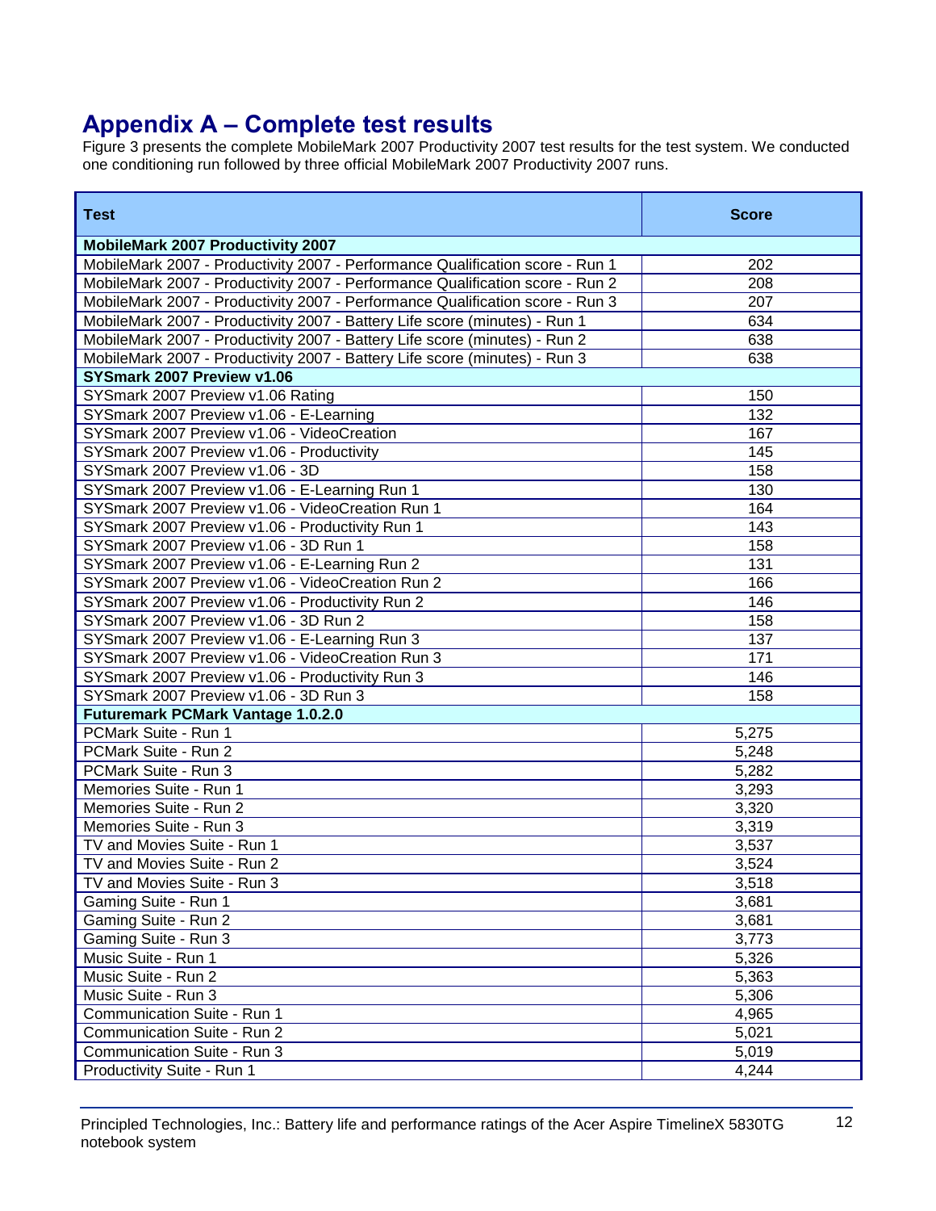## Appendix A – Complete test results

Figure 3 presents the complete MobileMark 2007 Productivity 2007 test results for the test system. We conducted one conditioning run followed by three official MobileMark 2007 Productivity 2007 runs.

| Test | Score |
|---|---|
| **MobileMark 2007 Productivity 2007** | |
| MobileMark 2007 - Productivity 2007 - Performance Qualification score - Run 1 | 202 |
| MobileMark 2007 - Productivity 2007 - Performance Qualification score - Run 2 | 208 |
| MobileMark 2007 - Productivity 2007 - Performance Qualification score - Run 3 | 207 |
| MobileMark 2007 - Productivity 2007 - Battery Life score (minutes) - Run 1 | 634 |
| MobileMark 2007 - Productivity 2007 - Battery Life score (minutes) - Run 2 | 638 |
| MobileMark 2007 - Productivity 2007 - Battery Life score (minutes) - Run 3 | 638 |
| **SYSmark 2007 Preview v1.06** | |
| SYSmark 2007 Preview v1.06 Rating | 150 |
| SYSmark 2007 Preview v1.06 - E-Learning | 132 |
| SYSmark 2007 Preview v1.06 - VideoCreation | 167 |
| SYSmark 2007 Preview v1.06 - Productivity | 145 |
| SYSmark 2007 Preview v1.06 - 3D | 158 |
| SYSmark 2007 Preview v1.06 - E-Learning Run 1 | 130 |
| SYSmark 2007 Preview v1.06 - VideoCreation Run 1 | 164 |
| SYSmark 2007 Preview v1.06 - Productivity Run 1 | 143 |
| SYSmark 2007 Preview v1.06 - 3D Run 1 | 158 |
| SYSmark 2007 Preview v1.06 - E-Learning Run 2 | 131 |
| SYSmark 2007 Preview v1.06 - VideoCreation Run 2 | 166 |
| SYSmark 2007 Preview v1.06 - Productivity Run 2 | 146 |
| SYSmark 2007 Preview v1.06 - 3D Run 2 | 158 |
| SYSmark 2007 Preview v1.06 - E-Learning Run 3 | 137 |
| SYSmark 2007 Preview v1.06 - VideoCreation Run 3 | 171 |
| SYSmark 2007 Preview v1.06 - Productivity Run 3 | 146 |
| SYSmark 2007 Preview v1.06 - 3D Run 3 | 158 |
| **Futuremark PCMark Vantage 1.0.2.0** | |
| PCMark Suite - Run 1 | 5,275 |
| PCMark Suite - Run 2 | 5,248 |
| PCMark Suite - Run 3 | 5,282 |
| Memories Suite - Run 1 | 3,293 |
| Memories Suite - Run 2 | 3,320 |
| Memories Suite - Run 3 | 3,319 |
| TV and Movies Suite - Run 1 | 3,537 |
| TV and Movies Suite - Run 2 | 3,524 |
| TV and Movies Suite - Run 3 | 3,518 |
| Gaming Suite - Run 1 | 3,681 |
| Gaming Suite - Run 2 | 3,681 |
| Gaming Suite - Run 3 | 3,773 |
| Music Suite - Run 1 | 5,326 |
| Music Suite - Run 2 | 5,363 |
| Music Suite - Run 3 | 5,306 |
| Communication Suite - Run 1 | 4,965 |
| Communication Suite - Run 2 | 5,021 |
| Communication Suite - Run 3 | 5,019 |
| Productivity Suite - Run 1 | 4,244 |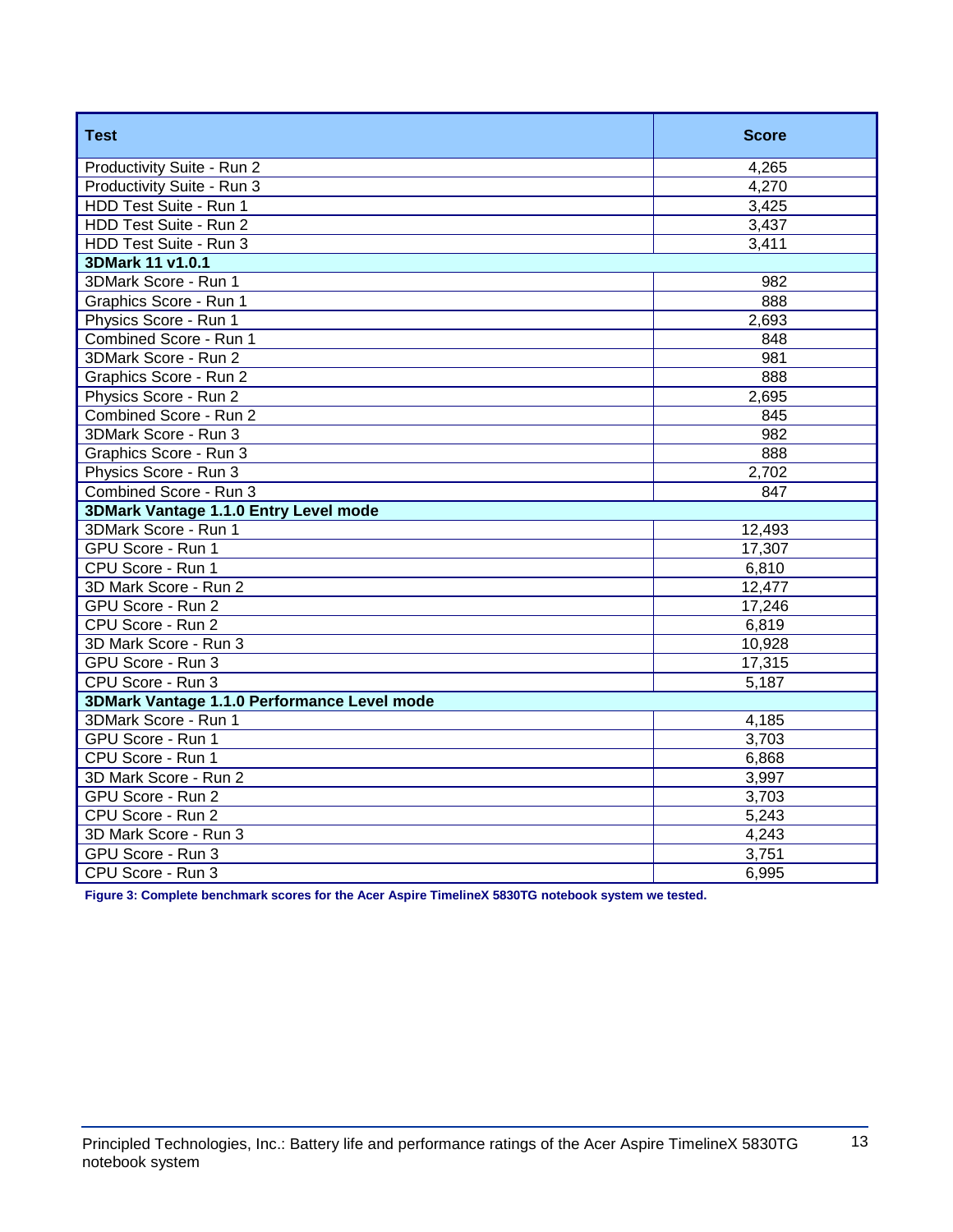| Test | Score |
|---|---|
| Productivity Suite - Run 2 | 4,265 |
| Productivity Suite - Run 3 | 4,270 |
| HDD Test Suite - Run 1 | 3,425 |
| HDD Test Suite - Run 2 | 3,437 |
| HDD Test Suite - Run 3 | 3,411 |
| **3DMark 11 v1.0.1** | |
| 3DMark Score - Run 1 | 982 |
| Graphics Score - Run 1 | 888 |
| Physics Score - Run 1 | 2,693 |
| Combined Score - Run 1 | 848 |
| 3DMark Score - Run 2 | 981 |
| Graphics Score - Run 2 | 888 |
| Physics Score - Run 2 | 2,695 |
| Combined Score - Run 2 | 845 |
| 3DMark Score - Run 3 | 982 |
| Graphics Score - Run 3 | 888 |
| Physics Score - Run 3 | 2,702 |
| Combined Score - Run 3 | 847 |
| **3DMark Vantage 1.1.0 Entry Level mode** | |
| 3DMark Score - Run 1 | 12,493 |
| GPU Score - Run 1 | 17,307 |
| CPU Score - Run 1 | 6,810 |
| 3D Mark Score - Run 2 | 12,477 |
| GPU Score - Run 2 | 17,246 |
| CPU Score - Run 2 | 6,819 |
| 3D Mark Score - Run 3 | 10,928 |
| GPU Score - Run 3 | 17,315 |
| CPU Score - Run 3 | 5,187 |
| **3DMark Vantage 1.1.0 Performance Level mode** | |
| 3DMark Score - Run 1 | 4,185 |
| GPU Score - Run 1 | 3,703 |
| CPU Score - Run 1 | 6,868 |
| 3D Mark Score - Run 2 | 3,997 |
| GPU Score - Run 2 | 3,703 |
| CPU Score - Run 2 | 5,243 |
| 3D Mark Score - Run 3 | 4,243 |
| GPU Score - Run 3 | 3,751 |
| CPU Score - Run 3 | 6,995 |

**Figure 3: Complete benchmark scores for the Acer Aspire TimelineX 5830TG notebook system we tested.**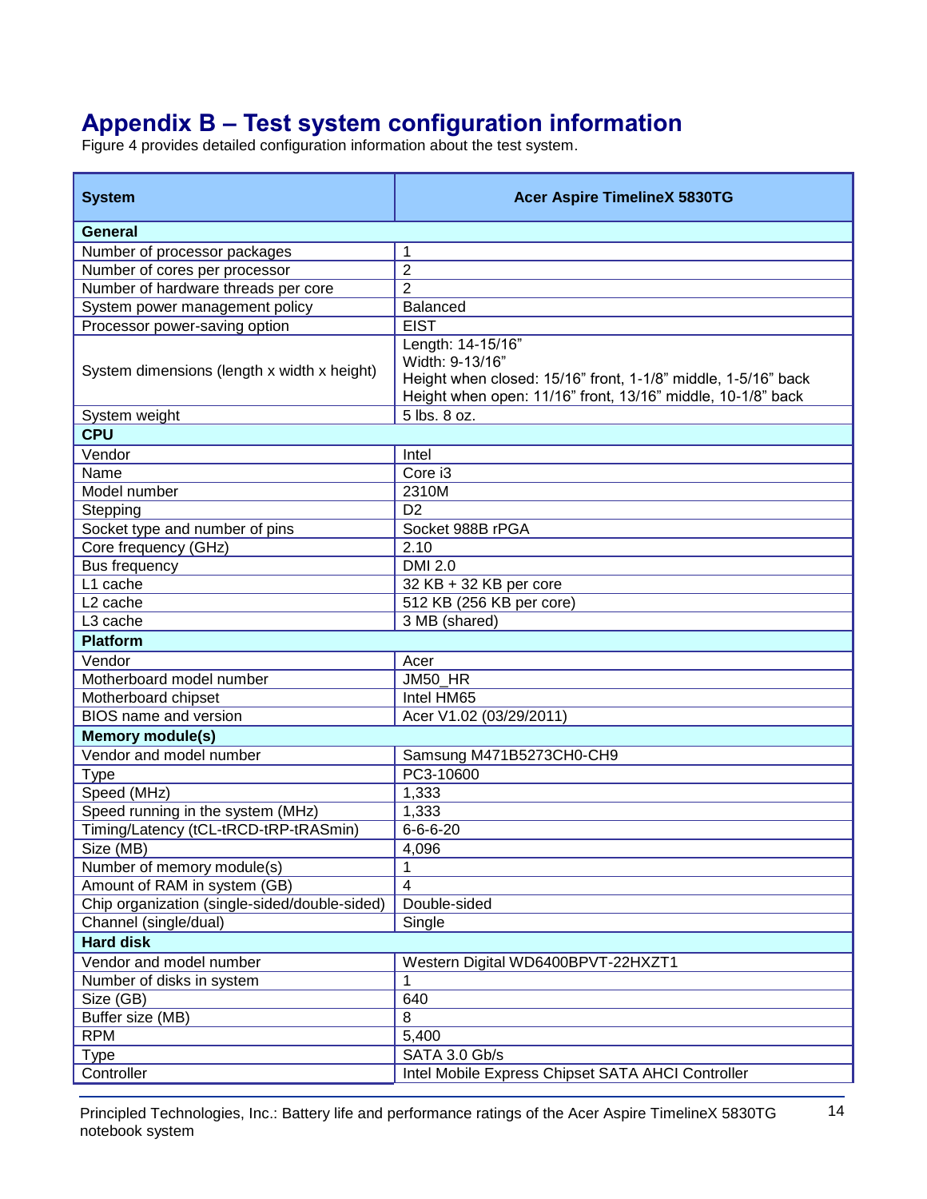# Appendix B – Test system configuration information

Figure 4 provides detailed configuration information about the test system.

| System | Acer Aspire TimelineX 5830TG |
|---|---|
| **General** | |
| Number of processor packages | 1 |
| Number of cores per processor | 2 |
| Number of hardware threads per core | 2 |
| System power management policy | Balanced |
| Processor power-saving option | EIST |
| System dimensions (length x width x height) | Length: 14-15/16”<br>Width: 9-13/16”<br>Height when closed: 15/16” front, 1-1/8” middle, 1-5/16” back<br>Height when open: 11/16” front, 13/16” middle, 10-1/8” back |
| System weight | 5 lbs. 8 oz. |
| **CPU** | |
| Vendor | Intel |
| Name | Core i3 |
| Model number | 2310M |
| Stepping | D2 |
| Socket type and number of pins | Socket 988B rPGA |
| Core frequency (GHz) | 2.10 |
| Bus frequency | DMI 2.0 |
| L1 cache | 32 KB + 32 KB per core |
| L2 cache | 512 KB (256 KB per core) |
| L3 cache | 3 MB (shared) |
| **Platform** | |
| Vendor | Acer |
| Motherboard model number | JM50_HR |
| Motherboard chipset | Intel HM65 |
| BIOS name and version | Acer V1.02 (03/29/2011) |
| **Memory module(s)** | |
| Vendor and model number | Samsung M471B5273CH0-CH9 |
| Type | PC3-10600 |
| Speed (MHz) | 1,333 |
| Speed running in the system (MHz) | 1,333 |
| Timing/Latency (tCL-tRCD-tRP-tRASmin) | 6-6-6-20 |
| Size (MB) | 4,096 |
| Number of memory module(s) | 1 |
| Amount of RAM in system (GB) | 4 |
| Chip organization (single-sided/double-sided) | Double-sided |
| Channel (single/dual) | Single |
| **Hard disk** | |
| Vendor and model number | Western Digital WD6400BPVT-22HXZT1 |
| Number of disks in system | 1 |
| Size (GB) | 640 |
| Buffer size (MB) | 8 |
| RPM | 5,400 |
| Type | SATA 3.0 Gb/s |
| Controller | Intel Mobile Express Chipset SATA AHCI Controller |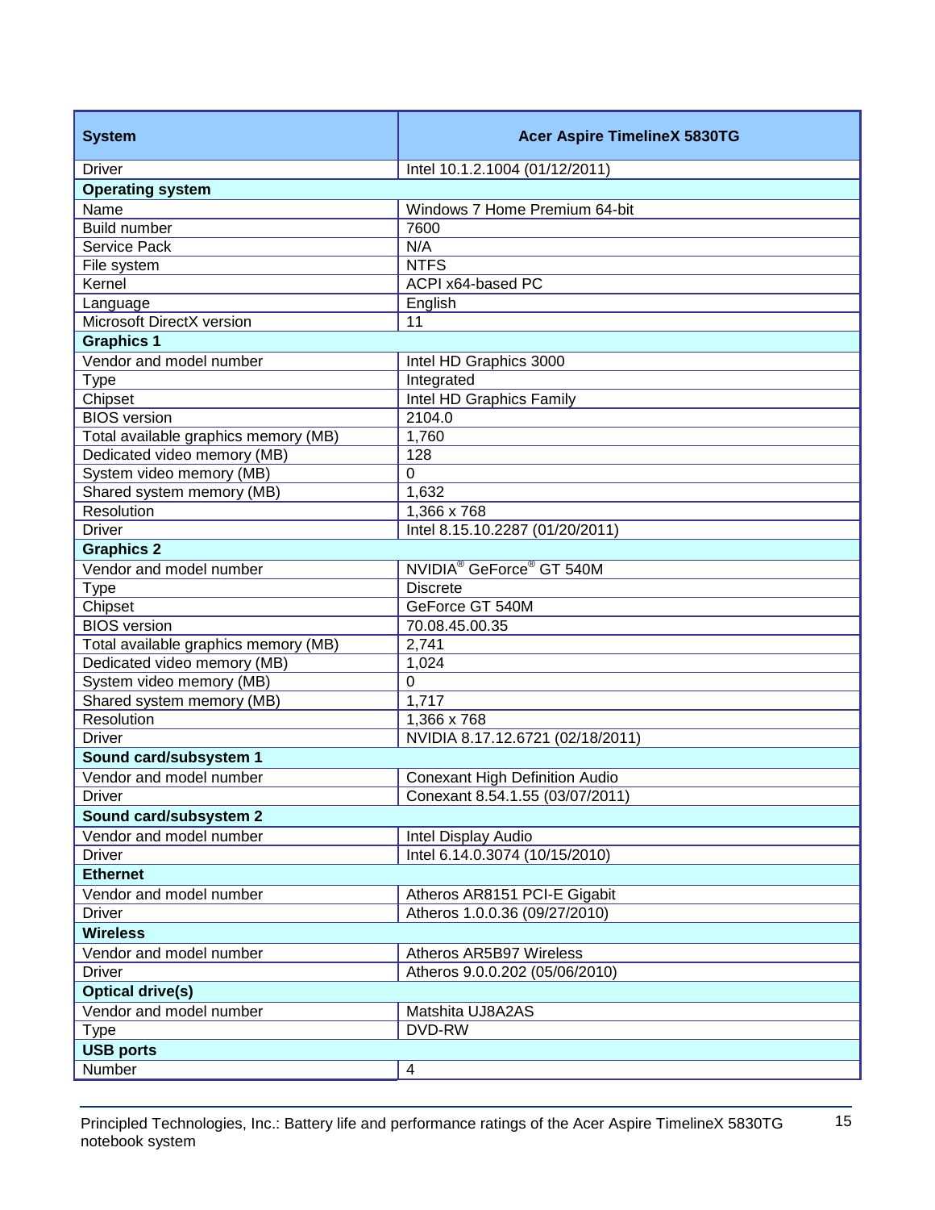| System | Acer Aspire TimelineX 5830TG |
|---|---|
| Driver | Intel 10.1.2.1004 (01/12/2011) |
| **Operating system** | |
| Name | Windows 7 Home Premium 64-bit |
| Build number | 7600 |
| Service Pack | N/A |
| File system | NTFS |
| Kernel | ACPI x64-based PC |
| Language | English |
| Microsoft DirectX version | 11 |
| **Graphics 1** | |
| Vendor and model number | Intel HD Graphics 3000 |
| Type | Integrated |
| Chipset | Intel HD Graphics Family |
| BIOS version | 2104.0 |
| Total available graphics memory (MB) | 1,760 |
| Dedicated video memory (MB) | 128 |
| System video memory (MB) | 0 |
| Shared system memory (MB) | 1,632 |
| Resolution | 1,366 x 768 |
| Driver | Intel 8.15.10.2287 (01/20/2011) |
| **Graphics 2** | |
| Vendor and model number | NVIDIA® GeForce® GT 540M |
| Type | Discrete |
| Chipset | GeForce GT 540M |
| BIOS version | 70.08.45.00.35 |
| Total available graphics memory (MB) | 2,741 |
| Dedicated video memory (MB) | 1,024 |
| System video memory (MB) | 0 |
| Shared system memory (MB) | 1,717 |
| Resolution | 1,366 x 768 |
| Driver | NVIDIA 8.17.12.6721 (02/18/2011) |
| **Sound card/subsystem 1** | |
| Vendor and model number | Conexant High Definition Audio |
| Driver | Conexant 8.54.1.55 (03/07/2011) |
| **Sound card/subsystem 2** | |
| Vendor and model number | Intel Display Audio |
| Driver | Intel 6.14.0.3074 (10/15/2010) |
| **Ethernet** | |
| Vendor and model number | Atheros AR8151 PCI-E Gigabit |
| Driver | Atheros 1.0.0.36 (09/27/2010) |
| **Wireless** | |
| Vendor and model number | Atheros AR5B97 Wireless |
| Driver | Atheros 9.0.0.202 (05/06/2010) |
| **Optical drive(s)** | |
| Vendor and model number | Matshita UJ8A2AS |
| Type | DVD-RW |
| **USB ports** | |
| Number | 4 |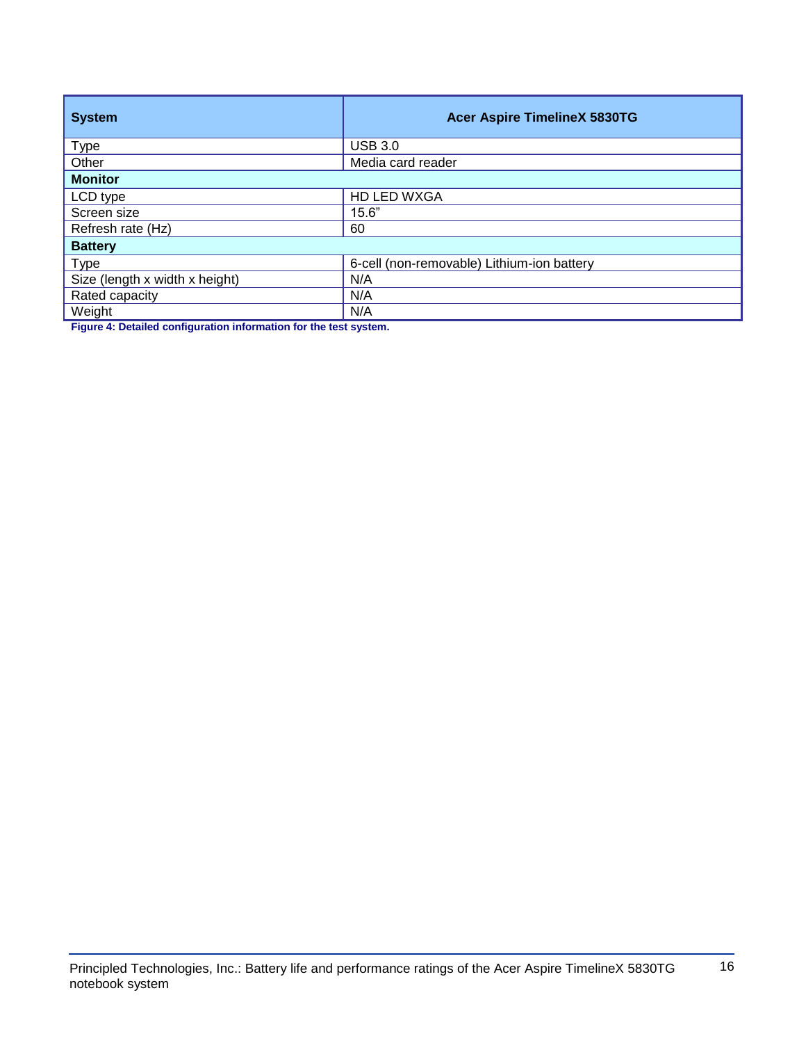| System | Acer Aspire TimelineX 5830TG |
|---|---|
| Type | USB 3.0 |
| Other | Media card reader |
| **Monitor** | |
| LCD type | HD LED WXGA |
| Screen size | 15.6” |
| Refresh rate (Hz) | 60 |
| **Battery** | |
| Type | 6-cell (non-removable) Lithium-ion battery |
| Size (length x width x height) | N/A |
| Rated capacity | N/A |
| Weight | N/A |

**Figure 4: Detailed configuration information for the test system.**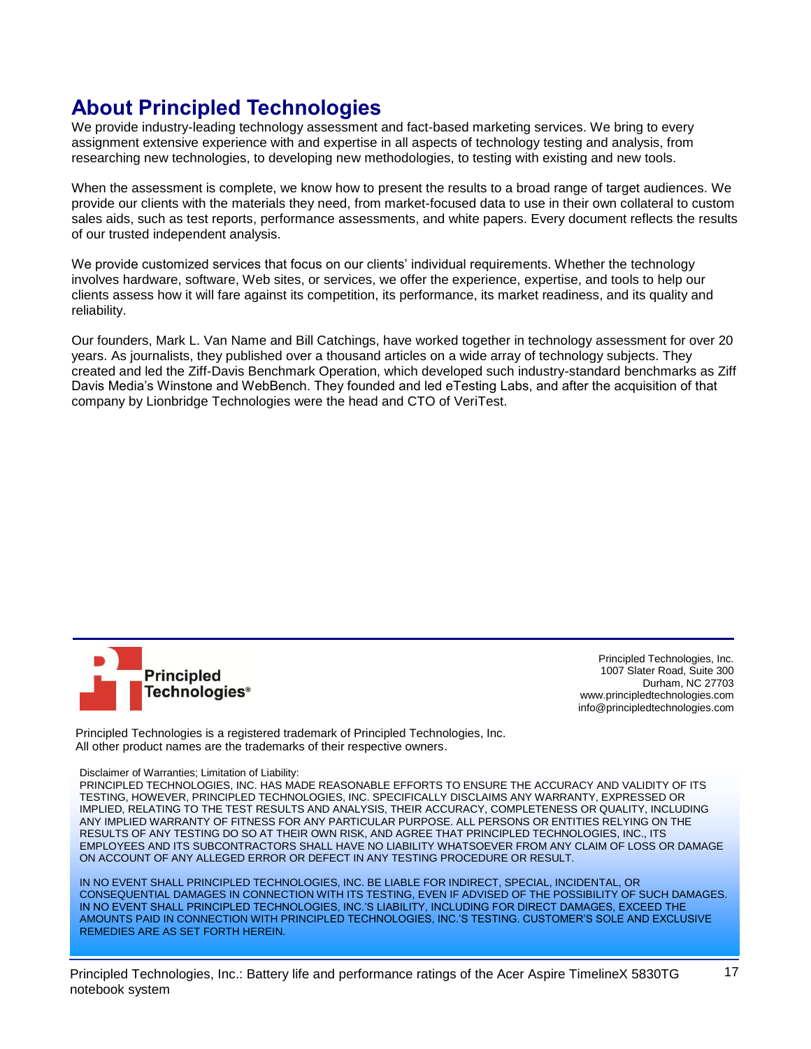# About Principled Technologies

We provide industry-leading technology assessment and fact-based marketing services. We bring to every assignment extensive experience with and expertise in all aspects of technology testing and analysis, from researching new technologies, to developing new methodologies, to testing with existing and new tools.

When the assessment is complete, we know how to present the results to a broad range of target audiences. We provide our clients with the materials they need, from market-focused data to use in their own collateral to custom sales aids, such as test reports, performance assessments, and white papers. Every document reflects the results of our trusted independent analysis.

We provide customized services that focus on our clients' individual requirements. Whether the technology involves hardware, software, Web sites, or services, we offer the experience, expertise, and tools to help our clients assess how it will fare against its competition, its performance, its market readiness, and its quality and reliability.

Our founders, Mark L. Van Name and Bill Catchings, have worked together in technology assessment for over 20 years. As journalists, they published over a thousand articles on a wide array of technology subjects. They created and led the Ziff-Davis Benchmark Operation, which developed such industry-standard benchmarks as Ziff Davis Media's Winstone and WebBench. They founded and led eTesting Labs, and after the acquisition of that company by Lionbridge Technologies were the head and CTO of VeriTest.

Principled Technologies®

Principled Technologies, Inc.
1007 Slater Road, Suite 300
Durham, NC 27703
www.principledtechnologies.com
info@principledtechnologies.com

Principled Technologies is a registered trademark of Principled Technologies, Inc.
All other product names are the trademarks of their respective owners.

Disclaimer of Warranties; Limitation of Liability:
PRINCIPLED TECHNOLOGIES, INC. HAS MADE REASONABLE EFFORTS TO ENSURE THE ACCURACY AND VALIDITY OF ITS TESTING, HOWEVER, PRINCIPLED TECHNOLOGIES, INC. SPECIFICALLY DISCLAIMS ANY WARRANTY, EXPRESSED OR IMPLIED, RELATING TO THE TEST RESULTS AND ANALYSIS, THEIR ACCURACY, COMPLETENESS OR QUALITY, INCLUDING ANY IMPLIED WARRANTY OF FITNESS FOR ANY PARTICULAR PURPOSE. ALL PERSONS OR ENTITIES RELYING ON THE RESULTS OF ANY TESTING DO SO AT THEIR OWN RISK, AND AGREE THAT PRINCIPLED TECHNOLOGIES, INC., ITS EMPLOYEES AND ITS SUBCONTRACTORS SHALL HAVE NO LIABILITY WHATSOEVER FROM ANY CLAIM OF LOSS OR DAMAGE ON ACCOUNT OF ANY ALLEGED ERROR OR DEFECT IN ANY TESTING PROCEDURE OR RESULT.

IN NO EVENT SHALL PRINCIPLED TECHNOLOGIES, INC. BE LIABLE FOR INDIRECT, SPECIAL, INCIDENTAL, OR CONSEQUENTIAL DAMAGES IN CONNECTION WITH ITS TESTING, EVEN IF ADVISED OF THE POSSIBILITY OF SUCH DAMAGES. IN NO EVENT SHALL PRINCIPLED TECHNOLOGIES, INC.'S LIABILITY, INCLUDING FOR DIRECT DAMAGES, EXCEED THE AMOUNTS PAID IN CONNECTION WITH PRINCIPLED TECHNOLOGIES, INC.'S TESTING. CUSTOMER'S SOLE AND EXCLUSIVE REMEDIES ARE AS SET FORTH HEREIN.